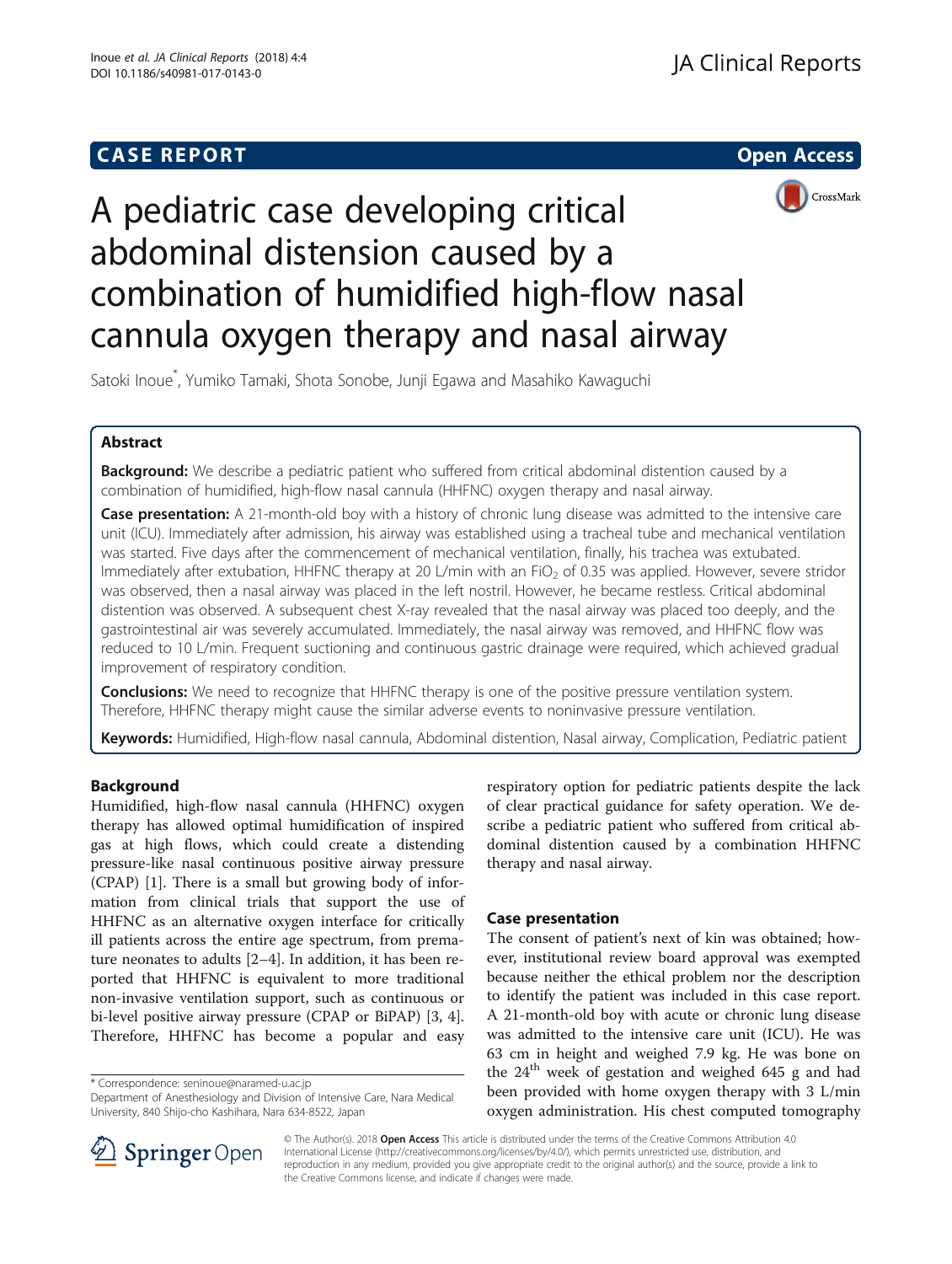CASE REPORT

Open Access

# A pediatric case developing critical abdominal distension caused by a combination of humidified high-flow nasal cannula oxygen therapy and nasal airway

Satoki Inoue*, Yumiko Tamaki, Shota Sonobe, Junji Egawa and Masahiko Kawaguchi

## Abstract

**Background:** We describe a pediatric patient who suffered from critical abdominal distention caused by a combination of humidified, high-flow nasal cannula (HHFNC) oxygen therapy and nasal airway.

**Case presentation:** A 21-month-old boy with a history of chronic lung disease was admitted to the intensive care unit (ICU). Immediately after admission, his airway was established using a tracheal tube and mechanical ventilation was started. Five days after the commencement of mechanical ventilation, finally, his trachea was extubated. Immediately after extubation, HHFNC therapy at 20 L/min with an $FiO_2$ of 0.35 was applied. However, severe stridor was observed, then a nasal airway was placed in the left nostril. However, he became restless. Critical abdominal distention was observed. A subsequent chest X-ray revealed that the nasal airway was placed too deeply, and the gastrointestinal air was severely accumulated. Immediately, the nasal airway was removed, and HHFNC flow was reduced to 10 L/min. Frequent suctioning and continuous gastric drainage were required, which achieved gradual improvement of respiratory condition.

**Conclusions:** We need to recognize that HHFNC therapy is one of the positive pressure ventilation system. Therefore, HHFNC therapy might cause the similar adverse events to noninvasive pressure ventilation.

**Keywords:** Humidified, High-flow nasal cannula, Abdominal distention, Nasal airway, Complication, Pediatric patient

## Background

Humidified, high-flow nasal cannula (HHFNC) oxygen therapy has allowed optimal humidification of inspired gas at high flows, which could create a distending pressure-like nasal continuous positive airway pressure (CPAP) [1]. There is a small but growing body of information from clinical trials that support the use of HHFNC as an alternative oxygen interface for critically ill patients across the entire age spectrum, from premature neonates to adults [2–4]. In addition, it has been reported that HHFNC is equivalent to more traditional non-invasive ventilation support, such as continuous or bi-level positive airway pressure (CPAP or BiPAP) [3, 4]. Therefore, HHFNC has become a popular and easy respiratory option for pediatric patients despite the lack of clear practical guidance for safety operation. We describe a pediatric patient who suffered from critical abdominal distention caused by a combination HHFNC therapy and nasal airway.

## Case presentation

The consent of patient's next of kin was obtained; however, institutional review board approval was exempted because neither the ethical problem nor the description to identify the patient was included in this case report. A 21-month-old boy with acute or chronic lung disease was admitted to the intensive care unit (ICU). He was 63 cm in height and weighed 7.9 kg. He was bone on the 24[th] week of gestation and weighed 645 g and had been provided with home oxygen therapy with 3 L/min oxygen administration. His chest computed tomography

\* Correspondence: seninoue@naramed-u.ac.jp
Department of Anesthesiology and Division of Intensive Care, Nara Medical University, 840 Shijo-cho Kashihara, Nara 634-8522, Japan

© The Author(s). 2018 **Open Access** This article is distributed under the terms of the Creative Commons Attribution 4.0 International License (http://creativecommons.org/licenses/by/4.0/), which permits unrestricted use, distribution, and reproduction in any medium, provided you give appropriate credit to the original author(s) and the source, provide a link to the Creative Commons license, and indicate if changes were made.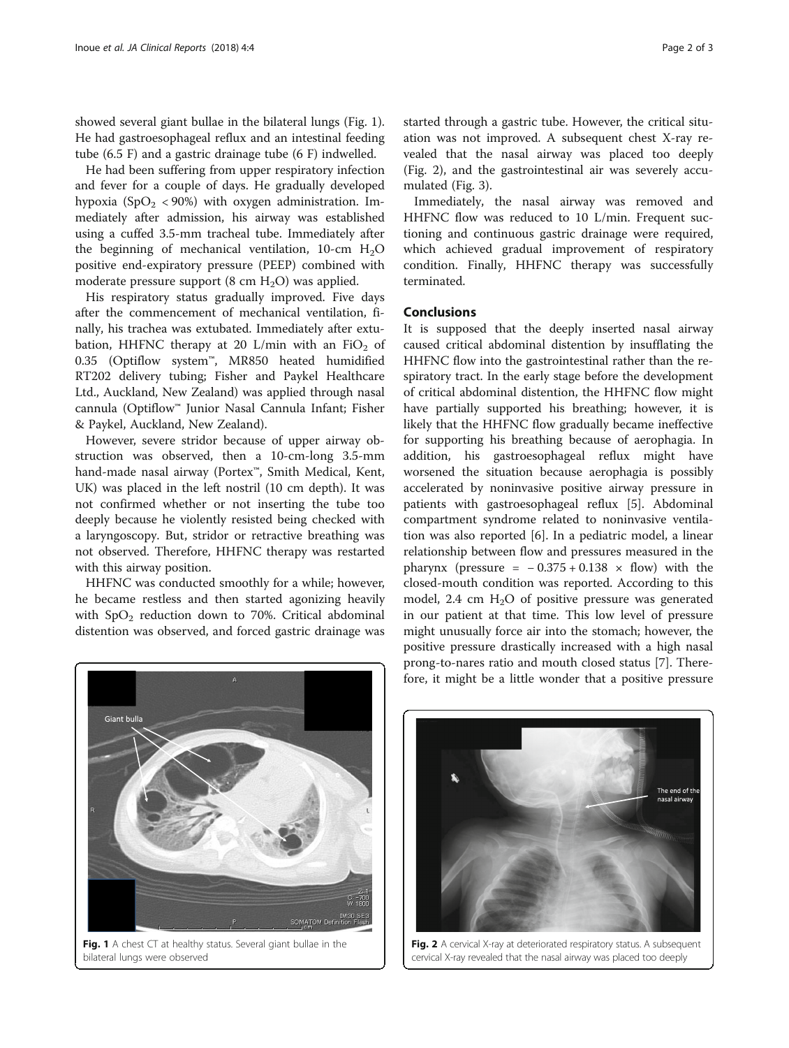showed several giant bullae in the bilateral lungs (Fig. 1). He had gastroesophageal reflux and an intestinal feeding tube (6.5 F) and a gastric drainage tube (6 F) indwelled.

He had been suffering from upper respiratory infection and fever for a couple of days. He gradually developed hypoxia ($SpO_2$ < 90%) with oxygen administration. Immediately after admission, his airway was established using a cuffed 3.5-mm tracheal tube. Immediately after the beginning of mechanical ventilation, 10-cm $H_2O$ positive end-expiratory pressure (PEEP) combined with moderate pressure support (8 cm $H_2O$) was applied.

His respiratory status gradually improved. Five days after the commencement of mechanical ventilation, finally, his trachea was extubated. Immediately after extubation, HHFNC therapy at 20 L/min with an $FiO_2$ of 0.35 (Optiflow system™, MR850 heated humidified RT202 delivery tubing; Fisher and Paykel Healthcare Ltd., Auckland, New Zealand) was applied through nasal cannula (Optiflow™ Junior Nasal Cannula Infant; Fisher & Paykel, Auckland, New Zealand).

However, severe stridor because of upper airway obstruction was observed, then a 10-cm-long 3.5-mm hand-made nasal airway (Portex™, Smith Medical, Kent, UK) was placed in the left nostril (10 cm depth). It was not confirmed whether or not inserting the tube too deeply because he violently resisted being checked with a laryngoscopy. But, stridor or retractive breathing was not observed. Therefore, HHFNC therapy was restarted with this airway position.

HHFNC was conducted smoothly for a while; however, he became restless and then started agonizing heavily with $SpO_2$ reduction down to 70%. Critical abdominal distention was observed, and forced gastric drainage was started through a gastric tube. However, the critical situation was not improved. A subsequent chest X-ray revealed that the nasal airway was placed too deeply (Fig. 2), and the gastrointestinal air was severely accumulated (Fig. 3).

Immediately, the nasal airway was removed and HHFNC flow was reduced to 10 L/min. Frequent suctioning and continuous gastric drainage were required, which achieved gradual improvement of respiratory condition. Finally, HHFNC therapy was successfully terminated.

## Conclusions

It is supposed that the deeply inserted nasal airway caused critical abdominal distention by insufflating the HHFNC flow into the gastrointestinal rather than the respiratory tract. In the early stage before the development of critical abdominal distention, the HHFNC flow might have partially supported his breathing; however, it is likely that the HHFNC flow gradually became ineffective for supporting his breathing because of aerophagia. In addition, his gastroesophageal reflux might have worsened the situation because aerophagia is possibly accelerated by noninvasive positive airway pressure in patients with gastroesophageal reflux [5]. Abdominal compartment syndrome related to noninvasive ventilation was also reported [6]. In a pediatric model, a linear relationship between flow and pressures measured in the pharynx (pressure = $-0.375 + 0.138 \times$ flow) with the closed-mouth condition was reported. According to this model, 2.4 cm $H_2O$ of positive pressure was generated in our patient at that time. This low level of pressure might unusually force air into the stomach; however, the positive pressure drastically increased with a high nasal prong-to-nares ratio and mouth closed status [7]. Therefore, it might be a little wonder that a positive pressure

**Fig. 1** A chest CT at healthy status. Several giant bullae in the bilateral lungs were observed

**Fig. 2** A cervical X-ray at deteriorated respiratory status. A subsequent cervical X-ray revealed that the nasal airway was placed too deeply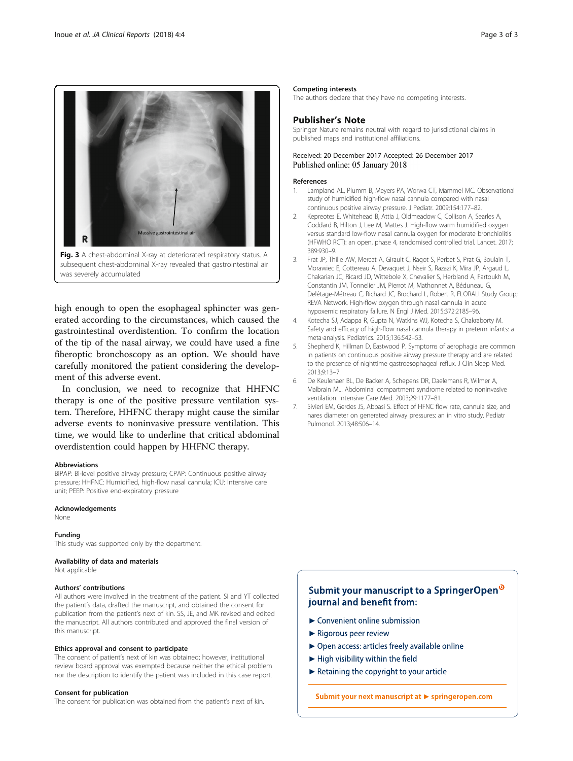Massive gastrointestinal air

R

**Fig. 3** A chest-abdominal X-ray at deteriorated respiratory status. A subsequent chest-abdominal X-ray revealed that gastrointestinal air was severely accumulated

high enough to open the esophageal sphincter was generated according to the circumstances, which caused the gastrointestinal overdistention. To confirm the location of the tip of the nasal airway, we could have used a fine fiberoptic bronchoscopy as an option. We should have carefully monitored the patient considering the development of this adverse event.

In conclusion, we need to recognize that HHFNC therapy is one of the positive pressure ventilation system. Therefore, HHFNC therapy might cause the similar adverse events to noninvasive pressure ventilation. This time, we would like to underline that critical abdominal overdistention could happen by HHFNC therapy.

#### Abbreviations

BiPAP: Bi-level positive airway pressure; CPAP: Continuous positive airway pressure; HHFNC: Humidified, high-flow nasal cannula; ICU: Intensive care unit; PEEP: Positive end-expiratory pressure

#### Acknowledgements

None

#### Funding

This study was supported only by the department.

#### Availability of data and materials

Not applicable

#### Authors' contributions

All authors were involved in the treatment of the patient. SI and YT collected the patient's data, drafted the manuscript, and obtained the consent for publication from the patient's next of kin. SS, JE, and MK revised and edited the manuscript. All authors contributed and approved the final version of this manuscript.

#### Ethics approval and consent to participate

The consent of patient's next of kin was obtained; however, institutional review board approval was exempted because neither the ethical problem nor the description to identify the patient was included in this case report.

#### Consent for publication

The consent for publication was obtained from the patient's next of kin.

#### Competing interests

The authors declare that they have no competing interests.

### Publisher's Note

Springer Nature remains neutral with regard to jurisdictional claims in published maps and institutional affiliations.

Received: 20 December 2017 Accepted: 26 December 2017
Published online: 05 January 2018

#### References

1. Lampland AL, Plumm B, Meyers PA, Worwa CT, Mammel MC. Observational study of humidified high-flow nasal cannula compared with nasal continuous positive airway pressure. J Pediatr. 2009;154:177–82.
2. Kepreotes E, Whitehead B, Attia J, Oldmeadow C, Collison A, Searles A, Goddard B, Hilton J, Lee M, Mattes J. High-flow warm humidified oxygen versus standard low-flow nasal cannula oxygen for moderate bronchiolitis (HFWHO RCT): an open, phase 4, randomised controlled trial. Lancet. 2017;389:930–9.
3. Frat JP, Thille AW, Mercat A, Girault C, Ragot S, Perbet S, Prat G, Boulain T, Morawiec E, Cottereau A, Devaquet J, Nseir S, Razazi K, Mira JP, Argaud L, Chakarian JC, Ricard JD, Wittebole X, Chevalier S, Herbland A, Fartoukh M, Constantin JM, Tonnelier JM, Pierrot M, Mathonnet A, Béduneau G, Delétage-Métreau C, Richard JC, Brochard L, Robert R, FLORALI Study Group; REVA Network. High-flow oxygen through nasal cannula in acute hypoxemic respiratory failure. N Engl J Med. 2015;372:2185–96.
4. Kotecha SJ, Adappa R, Gupta N, Watkins WJ, Kotecha S, Chakraborty M. Safety and efficacy of high-flow nasal cannula therapy in preterm infants: a meta-analysis. Pediatrics. 2015;136:542–53.
5. Shepherd K, Hillman D, Eastwood P. Symptoms of aerophagia are common in patients on continuous positive airway pressure therapy and are related to the presence of nighttime gastroesophageal reflux. J Clin Sleep Med. 2013;9:13–7.
6. De Keulenaer BL, De Backer A, Schepens DR, Daelemans R, Wilmer A, Malbrain ML. Abdominal compartment syndrome related to noninvasive ventilation. Intensive Care Med. 2003;29:1177–81.
7. Sivieri EM, Gerdes JS, Abbasi S. Effect of HFNC flow rate, cannula size, and nares diameter on generated airway pressures: an in vitro study. Pediatr Pulmonol. 2013;48:506–14.

**Submit your manuscript to a SpringerOpen journal and benefit from:**

- ► Convenient online submission
- ► Rigorous peer review
- ► Open access: articles freely available online
- ► High visibility within the field
- ► Retaining the copyright to your article

Submit your next manuscript at ► springeropen.com